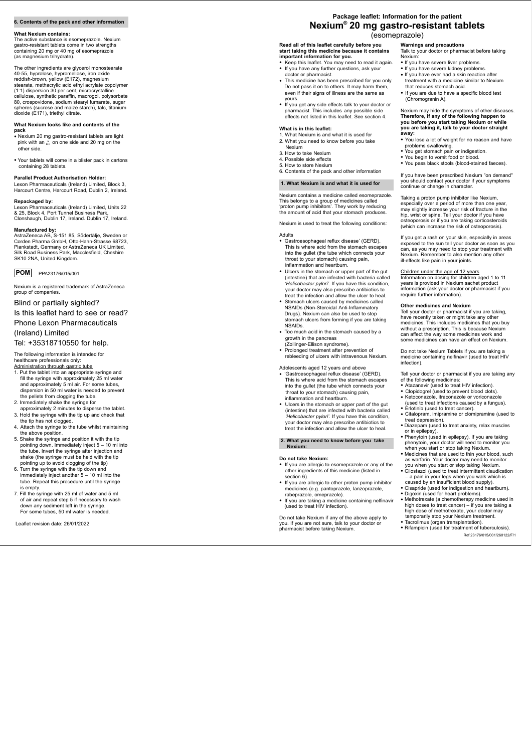# Package leaflet: Information for the patient

# Nexium® 20 mg gastro-resistant tablets

(esomeprazole)

**Read all of this leaflet carefully before you start taking this medicine because it contains important information for you.**

- Keep this leaflet. You may need to read it again.
- If you have any further questions, ask your doctor or pharmacist.
- This medicine has been prescribed for you only. Do not pass it on to others. It may harm them, even if their signs of illness are the same as yours.
- If you get any side effects talk to your doctor or pharmacist. This includes any possible side effects not listed in this leaflet. See section 4.

**What is in this leaflet:**

1. What Nexium is and what it is used for
2. What you need to know before you take Nexium
3. How to take Nexium
4. Possible side effects
5. How to store Nexium
6. Contents of the pack and other information

## 1. What Nexium is and what it is used for

Nexium contains a medicine called esomeprazole. This belongs to a group of medicines called 'proton pump inhibitors'. They work by reducing the amount of acid that your stomach produces.

Nexium is used to treat the following conditions:

Adults

- 'Gastroesophageal reflux disease' (GERD). This is where acid from the stomach escapes into the gullet (the tube which connects your throat to your stomach) causing pain, inflammation and heartburn.
- Ulcers in the stomach or upper part of the gut (intestine) that are infected with bacteria called *'Helicobacter pylori'*. If you have this condition, your doctor may also prescribe antibiotics to treat the infection and allow the ulcer to heal.
- Stomach ulcers caused by medicines called NSAIDs (Non-Steroidal Anti-Inflammatory Drugs). Nexium can also be used to stop stomach ulcers from forming if you are taking NSAIDs.
- Too much acid in the stomach caused by a growth in the pancreas (Zollinger-Ellison syndrome).
- Prolonged treatment after prevention of rebleeding of ulcers with intravenous Nexium.

Adolescents aged 12 years and above

- 'Gastroesophageal reflux disease' (GERD). This is where acid from the stomach escapes into the gullet (the tube which connects your throat to your stomach) causing pain, inflammation and heartburn.
- Ulcers in the stomach or upper part of the gut (intestine) that are infected with bacteria called *'Helicobacter pylori'*. If you have this condition, your doctor may also prescribe antibiotics to treat the infection and allow the ulcer to heal.

## 2. What you need to know before you take Nexium:

**Do not take Nexium:**

- If you are allergic to esomeprazole or any of the other ingredients of this medicine (listed in section 6).
- If you are allergic to other proton pump inhibitor medicines (e.g. pantoprazole, lanzoprazole, rabeprazole, omeprazole).
- If you are taking a medicine containing nelfinavir (used to treat HIV infection).

Do not take Nexium if any of the above apply to you. If you are not sure, talk to your doctor or pharmacist before taking Nexium.

**Warnings and precautions**

Talk to your doctor or pharmacist before taking Nexium:

- If you have severe liver problems.
- If you have severe kidney problems.
- If you have ever had a skin reaction after treatment with a medicine similar to Nexium that reduces stomach acid.
- If you are due to have a specific blood test (Chromogranin A).

Nexium may hide the symptoms of other diseases. **Therefore, if any of the following happen to you before you start taking Nexium or while you are taking it, talk to your doctor straight away:**

- You lose a lot of weight for no reason and have problems swallowing.
- You get stomach pain or indigestion.
- You begin to vomit food or blood.
- You pass black stools (blood-stained faeces).

If you have been prescribed Nexium "on demand" you should contact your doctor if your symptoms continue or change in character.

Taking a proton pump inhibitor like Nexium, especially over a period of more than one year, may slightly increase your risk of fracture in the hip, wrist or spine. Tell your doctor if you have osteoporosis or if you are taking corticosteroids (which can increase the risk of osteoporosis).

If you get a rash on your skin, especially in areas exposed to the sun tell your doctor as soon as you can, as you may need to stop your treatment with Nexium. Remember to also mention any other ill-effects like pain in your joints.

Children under the age of 12 years

Information on dosing for children aged 1 to 11 years is provided in Nexium sachet product information (ask your doctor or pharmacist if you require further information).

**Other medicines and Nexium**

Tell your doctor or pharmacist if you are taking, have recently taken or might take any other medicines. This includes medicines that you buy without a prescription. This is because Nexium can affect the way some medicines work and some medicines can have an effect on Nexium.

Do not take Nexium Tablets if you are taking a medicine containing nelfinavir (used to treat HIV infection).

Tell your doctor or pharmacist if you are taking any of the following medicines:

- Atazanavir (used to treat HIV infection).
- Clopidogrel (used to prevent blood clots).
- Ketoconazole, itraconazole or voriconazole (used to treat infections caused by a fungus).
- Erlotinib (used to treat cancer).
- Citalopram, imipramine or clomipramine (used to treat depression).
- Diazepam (used to treat anxiety, relax muscles or in epilepsy).
- Phenytoin (used in epilepsy). If you are taking phenytoin, your doctor will need to monitor you when you start or stop taking Nexium.
- Medicines that are used to thin your blood, such as warfarin. Your doctor may need to monitor you when you start or stop taking Nexium.
- Cilostazol (used to treat intermittent claudication – a pain in your legs when you walk which is caused by an insufficient blood supply).
- Cisapride (used for indigestion and heartburn).
- Digoxin (used for heart problems).
- Methotrexate (a chemotherapy medicine used in high doses to treat cancer) – if you are taking a high dose of methotrexate, your doctor may temporarily stop your Nexium treatment.
- Tacrolimus (organ transplantation).
- Rifampicin (used for treatment of tuberculosis).

Ref:23176/015/001/260122/F/1

## 6. Contents of the pack and other information

**What Nexium contains:**

The active substance is esomeprazole. Nexium gastro-resistant tablets come in two strengths containing 20 mg or 40 mg of esomeprazole (as magnesium trihydrate).

The other ingredients are glycerol monostearate 40-55, hyprolose, hypromellose, iron oxide reddish-brown, yellow (E172), magnesium stearate, methacrylic acid ethyl acrylate copolymer (1:1) dispersion 30 per cent, microcrystalline cellulose, synthetic paraffin, macrogol, polysorbate 80, crospovidone, sodium stearyl fumarate, sugar spheres (sucrose and maize starch), talc, titanium dioxide (E171), triethyl citrate.

**What Nexium looks like and contents of the pack**

- Nexium 20 mg gastro-resistant tablets are light pink with an $^{A}_{EH}$ on one side and 20 mg on the other side.
- Your tablets will come in a blister pack in cartons containing 28 tablets.

**Parallel Product Authorisation Holder:**

Lexon Pharmaceuticals (Ireland) Limited, Block 3, Harcourt Centre, Harcourt Road, Dublin 2, Ireland.

**Repackaged by:**

Lexon Pharmaceuticals (Ireland) Limited, Units 22 & 25, Block 4, Port Tunnel Business Park, Clonshaugh, Dublin 17, Ireland. Dublin 17, Ireland.

**Manufactured by:**

AstraZeneca AB, S-151 85, Södertälje, Sweden or Corden Pharma GmbH, Otto-Hahn-Strasse 68723, Plankstadt, Germany or AstraZeneca UK Limited, Silk Road Business Park, Macclesfield, Cheshire SK10 2NA, United Kingdom.

**POM** PPA23176/015/001

Nexium is a registered trademark of AstraZeneca group of companies.

Blind or partially sighted?

Is this leaflet hard to see or read?

Phone Lexon Pharmaceuticals (Ireland) Limited

Tel: +35318710550 for help.

The following information is intended for healthcare professionals only:

Administration through gastric tube

1. Put the tablet into an appropriate syringe and fill the syringe with approximately 25 ml water and approximately 5 ml air. For some tubes, dispersion in 50 ml water is needed to prevent the pellets from clogging the tube.
2. Immediately shake the syringe for approximately 2 minutes to disperse the tablet.
3. Hold the syringe with the tip up and check that the tip has not clogged.
4. Attach the syringe to the tube whilst maintaining the above position.
5. Shake the syringe and position it with the tip pointing down. Immediately inject 5 – 10 ml into the tube. Invert the syringe after injection and shake (the syringe must be held with the tip pointing up to avoid clogging of the tip)
6. Turn the syringe with the tip down and immediately inject another 5 – 10 ml into the tube. Repeat this procedure until the syringe is empty.
7. Fill the syringe with 25 ml of water and 5 ml of air and repeat step 5 if necessary to wash down any sediment left in the syringe. For some tubes, 50 ml water is needed.

Leaflet revision date: 26/01/2022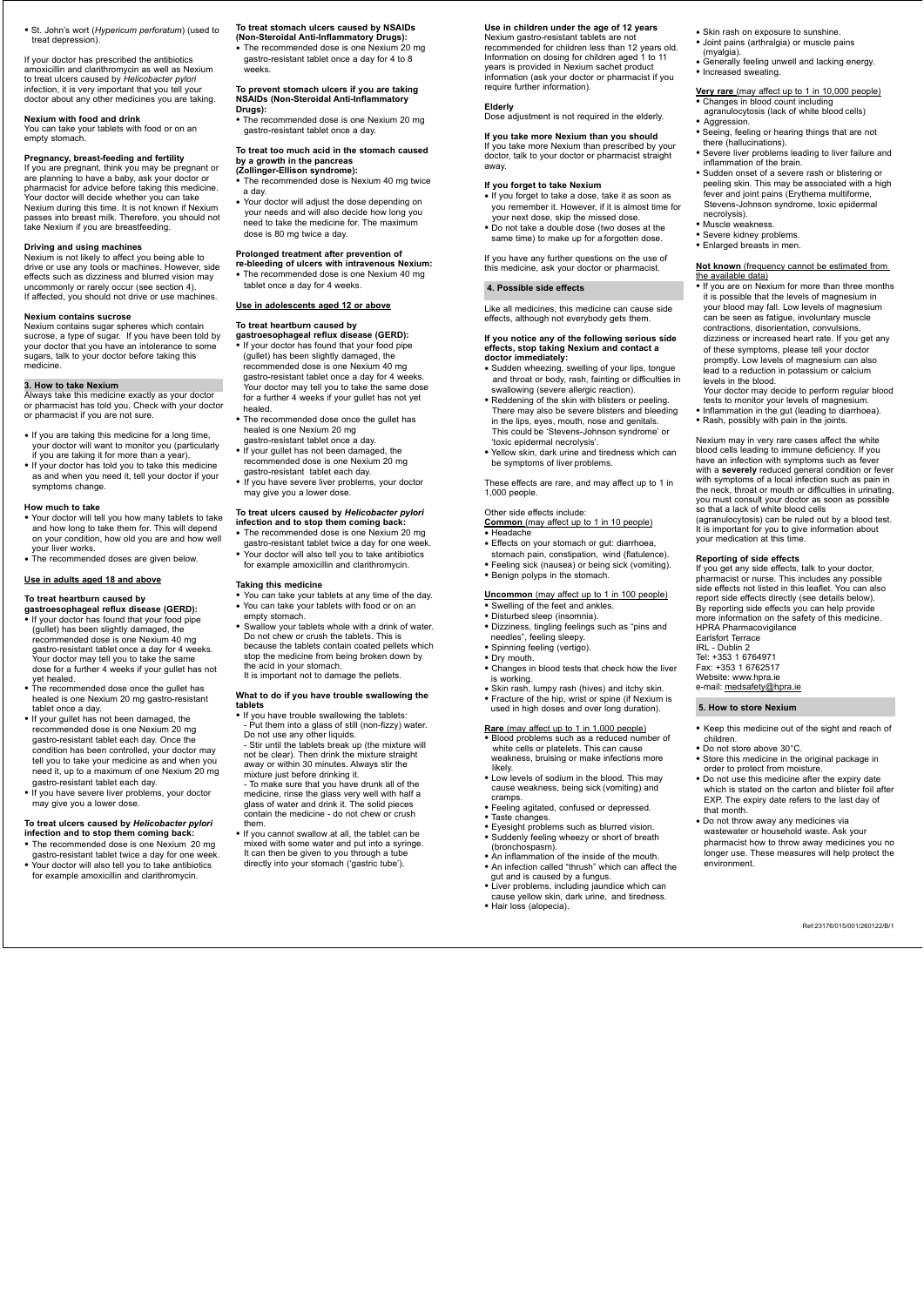- St. John's wort (*Hypericum perforatum*) (used to treat depression).

If your doctor has prescribed the antibiotics amoxicillin and clarithromycin as well as Nexium to treat ulcers caused by *Helicobacter pylori* infection, it is very important that you tell your doctor about any other medicines you are taking.

**Nexium with food and drink**
You can take your tablets with food or on an empty stomach.

**Pregnancy, breast-feeding and fertility**
If you are pregnant, think you may be pregnant or are planning to have a baby, ask your doctor or pharmacist for advice before taking this medicine. Your doctor will decide whether you can take Nexium during this time. It is not known if Nexium passes into breast milk. Therefore, you should not take Nexium if you are breastfeeding.

**Driving and using machines**
Nexium is not likely to affect you being able to drive or use any tools or machines. However, side effects such as dizziness and blurred vision may uncommonly or rarely occur (see section 4). If affected, you should not drive or use machines.

**Nexium contains sucrose**
Nexium contains sugar spheres which contain sucrose, a type of sugar. If you have been told by your doctor that you have an intolerance to some sugars, talk to your doctor before taking this medicine.

## 3. How to take Nexium

Always take this medicine exactly as your doctor or pharmacist has told you. Check with your doctor or pharmacist if you are not sure.

- If you are taking this medicine for a long time, your doctor will want to monitor you (particularly if you are taking it for more than a year).
- If your doctor has told you to take this medicine as and when you need it, tell your doctor if your symptoms change.

**How much to take**
- Your doctor will tell you how many tablets to take and how long to take them for. This will depend on your condition, how old you are and how well your liver works.
- The recommended doses are given below.

**Use in adults aged 18 and above**

**To treat heartburn caused by gastroesophageal reflux disease (GERD):**
- If your doctor has found that your food pipe (gullet) has been slightly damaged, the recommended dose is one Nexium 40 mg gastro-resistant tablet once a day for 4 weeks. Your doctor may tell you to take the same dose for a further 4 weeks if your gullet has not yet healed.
- The recommended dose once the gullet has healed is one Nexium 20 mg gastro-resistant tablet once a day.
- If your gullet has not been damaged, the recommended dose is one Nexium 20 mg gastro-resistant tablet each day. Once the condition has been controlled, your doctor may tell you to take your medicine as and when you need it, up to a maximum of one Nexium 20 mg gastro-resistant tablet each day.
- If you have severe liver problems, your doctor may give you a lower dose.

**To treat ulcers caused by *Helicobacter pylori* infection and to stop them coming back:**
- The recommended dose is one Nexium 20 mg gastro-resistant tablet twice a day for one week.
- Your doctor will also tell you to take antibiotics for example amoxicillin and clarithromycin.

**To treat stomach ulcers caused by NSAIDs (Non-Steroidal Anti-Inflammatory Drugs):**
- The recommended dose is one Nexium 20 mg gastro-resistant tablet once a day for 4 to 8 weeks.

**To prevent stomach ulcers if you are taking NSAIDs (Non-Steroidal Anti-Inflammatory Drugs):**
- The recommended dose is one Nexium 20 mg gastro-resistant tablet once a day.

**To treat too much acid in the stomach caused by a growth in the pancreas (Zollinger-Ellison syndrome):**
- The recommended dose is Nexium 40 mg twice a day.
- Your doctor will adjust the dose depending on your needs and will also decide how long you need to take the medicine for. The maximum dose is 80 mg twice a day.

**Prolonged treatment after prevention of re-bleeding of ulcers with intravenous Nexium:**
- The recommended dose is one Nexium 40 mg tablet once a day for 4 weeks.

**Use in adolescents aged 12 or above**

**To treat heartburn caused by gastroesophageal reflux disease (GERD):**
- If your doctor has found that your food pipe (gullet) has been slightly damaged, the recommended dose is one Nexium 40 mg gastro-resistant tablet once a day for 4 weeks. Your doctor may tell you to take the same dose for a further 4 weeks if your gullet has not yet healed.
- The recommended dose once the gullet has healed is one Nexium 20 mg gastro-resistant tablet once a day.
- If your gullet has not been damaged, the recommended dose is one Nexium 20 mg gastro-resistant tablet each day.
- If you have severe liver problems, your doctor may give you a lower dose.

**To treat ulcers caused by *Helicobacter pylori* infection and to stop them coming back:**
- The recommended dose is one Nexium 20 mg gastro-resistant tablet twice a day for one week.
- Your doctor will also tell you to take antibiotics for example amoxicillin and clarithromycin.

**Taking this medicine**
- You can take your tablets at any time of the day.
- You can take your tablets with food or on an empty stomach.
- Swallow your tablets whole with a drink of water. Do not chew or crush the tablets. This is because the tablets contain coated pellets which stop the medicine from being broken down by the acid in your stomach.
  It is important not to damage the pellets.

**What to do if you have trouble swallowing the tablets**
- If you have trouble swallowing the tablets:
  - Put them into a glass of still (non-fizzy) water. Do not use any other liquids.
  - Stir until the tablets break up (the mixture will not be clear). Then drink the mixture straight away or within 30 minutes. Always stir the mixture just before drinking it.
  - To make sure that you have drunk all of the medicine, rinse the glass very well with half a glass of water and drink it. The solid pieces contain the medicine - do not chew or crush them.
- If you cannot swallow at all, the tablet can be mixed with some water and put into a syringe. It can then be given to you through a tube directly into your stomach ('gastric tube').

**Use in children under the age of 12 years**
Nexium gastro-resistant tablets are not recommended for children less than 12 years old. Information on dosing for children aged 1 to 11 years is provided in Nexium sachet product information (ask your doctor or pharmacist if you require further information).

**Elderly**
Dose adjustment is not required in the elderly.

**If you take more Nexium than you should**
If you take more Nexium than prescribed by your doctor, talk to your doctor or pharmacist straight away.

**If you forget to take Nexium**
- If you forget to take a dose, take it as soon as you remember it. However, if it is almost time for your next dose, skip the missed dose.
- Do not take a double dose (two doses at the same time) to make up for a forgotten dose.

If you have any further questions on the use of this medicine, ask your doctor or pharmacist.

## 4. Possible side effects

Like all medicines, this medicine can cause side effects, although not everybody gets them.

**If you notice any of the following serious side effects, stop taking Nexium and contact a doctor immediately:**
- Sudden wheezing, swelling of your lips, tongue and throat or body, rash, fainting or difficulties in swallowing (severe allergic reaction).
- Reddening of the skin with blisters or peeling. There may also be severe blisters and bleeding in the lips, eyes, mouth, nose and genitals. This could be 'Stevens-Johnson syndrome' or 'toxic epidermal necrolysis'.
- Yellow skin, dark urine and tiredness which can be symptoms of liver problems.

These effects are rare, and may affect up to 1 in 1,000 people.

Other side effects include:
**Common** (may affect up to 1 in 10 people)
- Headache
- Effects on your stomach or gut: diarrhoea, stomach pain, constipation, wind (flatulence).
- Feeling sick (nausea) or being sick (vomiting).
- Benign polyps in the stomach.

**Uncommon** (may affect up to 1 in 100 people)
- Swelling of the feet and ankles.
- Disturbed sleep (insomnia).
- Dizziness, tingling feelings such as "pins and needles", feeling sleepy.
- Spinning feeling (vertigo).
- Dry mouth.
- Changes in blood tests that check how the liver is working.
- Skin rash, lumpy rash (hives) and itchy skin.
- Fracture of the hip, wrist or spine (if Nexium is used in high doses and over long duration).

**Rare** (may affect up to 1 in 1,000 people)
- Blood problems such as a reduced number of white cells or platelets. This can cause weakness, bruising or make infections more likely.
- Low levels of sodium in the blood. This may cause weakness, being sick (vomiting) and cramps.
- Feeling agitated, confused or depressed.
- Taste changes.
- Eyesight problems such as blurred vision.
- Suddenly feeling wheezy or short of breath (bronchospasm).
- An inflammation of the inside of the mouth.
- An infection called "thrush" which can affect the gut and is caused by a fungus.
- Liver problems, including jaundice which can cause yellow skin, dark urine, and tiredness.
- Hair loss (alopecia).
- Skin rash on exposure to sunshine.
- Joint pains (arthralgia) or muscle pains (myalgia).
- Generally feeling unwell and lacking energy.
- Increased sweating.

**Very rare** (may affect up to 1 in 10,000 people)
- Changes in blood count including agranulocytosis (lack of white blood cells)
- Aggression.
- Seeing, feeling or hearing things that are not there (hallucinations).
- Severe liver problems leading to liver failure and inflammation of the brain.
- Sudden onset of a severe rash or blistering or peeling skin. This may be associated with a high fever and joint pains (Erythema multiforme, Stevens-Johnson syndrome, toxic epidermal necrolysis).
- Muscle weakness.
- Severe kidney problems.
- Enlarged breasts in men.

**Not known** (frequency cannot be estimated from the available data)
- If you are on Nexium for more than three months it is possible that the levels of magnesium in your blood may fall. Low levels of magnesium can be seen as fatigue, involuntary muscle contractions, disorientation, convulsions, dizziness or increased heart rate. If you get any of these symptoms, please tell your doctor promptly. Low levels of magnesium can also lead to a reduction in potassium or calcium levels in the blood.
  Your doctor may decide to perform regular blood tests to monitor your levels of magnesium.
- Inflammation in the gut (leading to diarrhoea).
- Rash, possibly with pain in the joints.

Nexium may in very rare cases affect the white blood cells leading to immune deficiency. If you have an infection with symptoms such as fever with a **severely** reduced general condition or fever with symptoms of a local infection such as pain in the neck, throat or mouth or difficulties in urinating, you must consult your doctor as soon as possible so that a lack of white blood cells (agranulocytosis) can be ruled out by a blood test. It is important for you to give information about your medication at this time.

**Reporting of side effects**
If you get any side effects, talk to your doctor, pharmacist or nurse. This includes any possible side effects not listed in this leaflet. You can also report side effects directly (see details below). By reporting side effects you can help provide more information on the safety of this medicine.
HPRA Pharmacovigilance
Earlsfort Terrace
IRL - Dublin 2
Tel: +353 1 6764971
Fax: +353 1 6762517
Website: www.hpra.ie
e-mail: medsafety@hpra.ie

## 5. How to store Nexium

- Keep this medicine out of the sight and reach of children.
- Do not store above 30°C.
- Store this medicine in the original package in order to protect from moisture.
- Do not use this medicine after the expiry date which is stated on the carton and blister foil after EXP. The expiry date refers to the last day of that month.
- Do not throw away any medicines via wastewater or household waste. Ask your pharmacist how to throw away medicines you no longer use. These measures will help protect the environment.

Ref:23176/015/001/260122/B/1